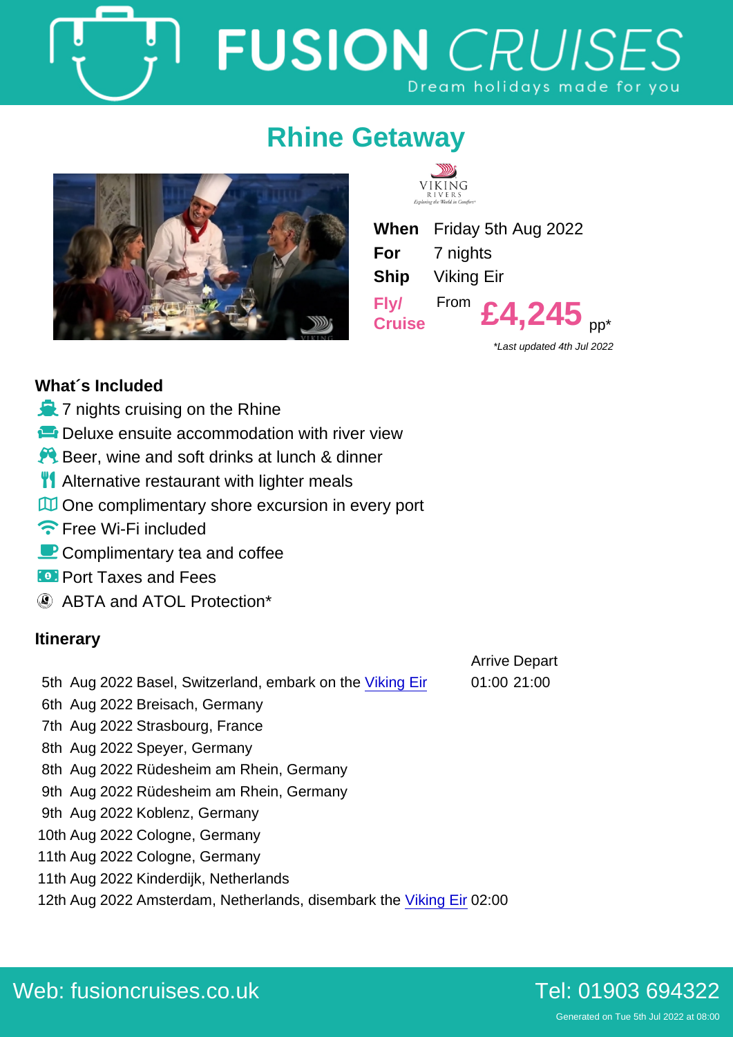# FUSION CRUISES

Dream holidays made for you

## Rhine Getaway

VIKING RIVERS

Exploring the World in Comfort

| | |
|---|---|
| **When** | Friday 5th Aug 2022 |
| **For** | 7 nights |
| **Ship** | Viking Eir |
| **Fly/ Cruise** | From **£4,245** pp* |

*Last updated 4th Jul 2022*

### What´s Included

- 7 nights cruising on the Rhine
- Deluxe ensuite accommodation with river view
- Beer, wine and soft drinks at lunch & dinner
- Alternative restaurant with lighter meals
- One complimentary shore excursion in every port
- Free Wi-Fi included
- Complimentary tea and coffee
- Port Taxes and Fees
- ABTA and ATOL Protection*

### Itinerary

| Date | Port | Arrive | Depart |
|---|---|---|---|
| 5th Aug 2022 | Basel, Switzerland, embark on the Viking Eir | 01:00 | 21:00 |
| 6th Aug 2022 | Breisach, Germany | | |
| 7th Aug 2022 | Strasbourg, France | | |
| 8th Aug 2022 | Speyer, Germany | | |
| 8th Aug 2022 | Rüdesheim am Rhein, Germany | | |
| 9th Aug 2022 | Rüdesheim am Rhein, Germany | | |
| 9th Aug 2022 | Koblenz, Germany | | |
| 10th Aug 2022 | Cologne, Germany | | |
| 11th Aug 2022 | Cologne, Germany | | |
| 11th Aug 2022 | Kinderdijk, Netherlands | | |
| 12th Aug 2022 | Amsterdam, Netherlands, disembark the Viking Eir | 02:00 | |

Web: fusioncruises.co.uk

Tel: 01903 694322

Generated on Tue 5th Jul 2022 at 08:00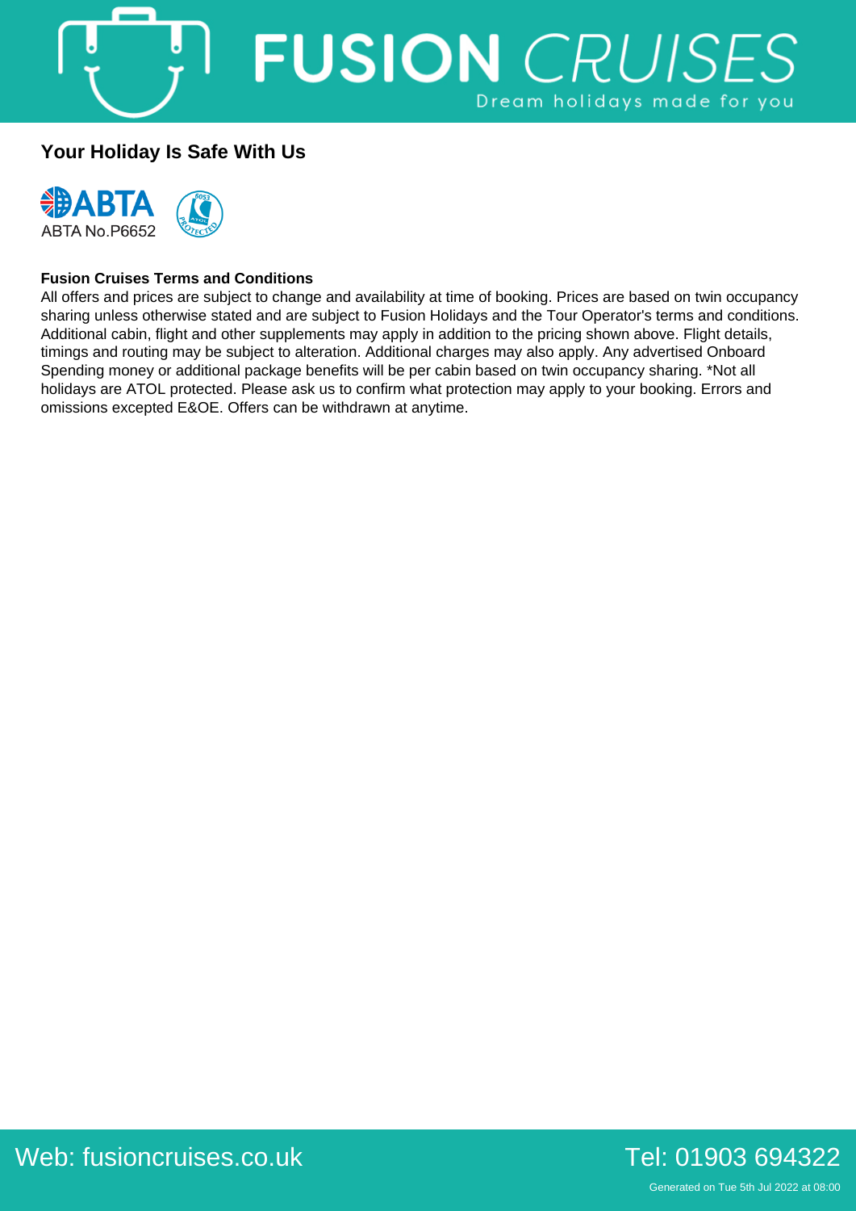## Your Holiday Is Safe With Us

ABTA No.P6652

**Fusion Cruises Terms and Conditions**

All offers and prices are subject to change and availability at time of booking. Prices are based on twin occupancy sharing unless otherwise stated and are subject to Fusion Holidays and the Tour Operator's terms and conditions. Additional cabin, flight and other supplements may apply in addition to the pricing shown above. Flight details, timings and routing may be subject to alteration. Additional charges may also apply. Any advertised Onboard Spending money or additional package benefits will be per cabin based on twin occupancy sharing. *Not all holidays are ATOL protected. Please ask us to confirm what protection may apply to your booking. Errors and omissions excepted E&OE. Offers can be withdrawn at anytime.

Web: fusioncruises.co.uk

Tel: 01903 694322

Generated on Tue 5th Jul 2022 at 08:00